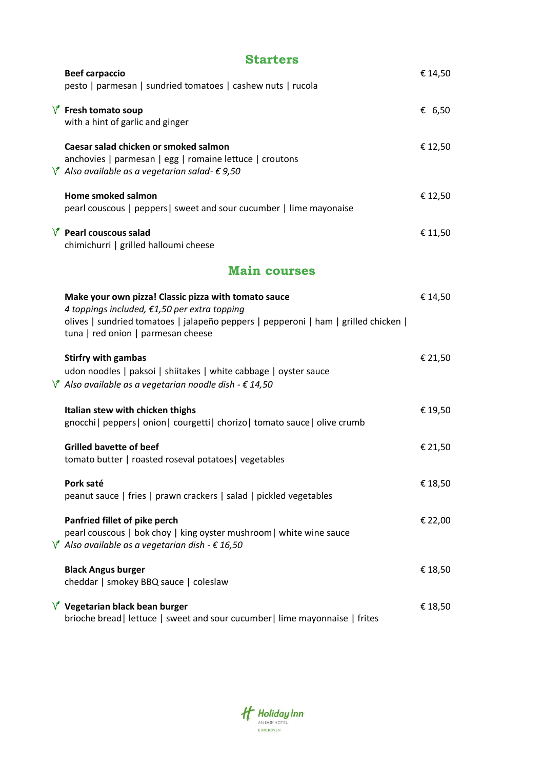## Starters

**Beef carpaccio** € 14,50
pesto | parmesan | sundried tomatoes | cashew nuts | rucola

V **Fresh tomato soup** € 6,50
with a hint of garlic and ginger

**Caesar salad chicken or smoked salmon** € 12,50
anchovies | parmesan | egg | romaine lettuce | croutons
V *Also available as a vegetarian salad- € 9,50*

**Home smoked salmon** € 12,50
pearl couscous | peppers| sweet and sour cucumber | lime mayonaise

V **Pearl couscous salad** € 11,50
chimichurri | grilled halloumi cheese

## Main courses

**Make your own pizza! Classic pizza with tomato sauce** € 14,50
*4 toppings included, €1,50 per extra topping*
olives | sundried tomatoes | jalapeño peppers | pepperoni | ham | grilled chicken | tuna | red onion | parmesan cheese

**Stirfry with gambas** € 21,50
udon noodles | paksoi | shiitakes | white cabbage | oyster sauce
V *Also available as a vegetarian noodle dish - € 14,50*

**Italian stew with chicken thighs** € 19,50
gnocchi| peppers| onion| courgetti| chorizo| tomato sauce| olive crumb

**Grilled bavette of beef** € 21,50
tomato butter | roasted roseval potatoes| vegetables

**Pork saté** € 18,50
peanut sauce | fries | prawn crackers | salad | pickled vegetables

**Panfried fillet of pike perch** € 22,00
pearl couscous | bok choy | king oyster mushroom| white wine sauce
V *Also available as a vegetarian dish - € 16,50*

**Black Angus burger** € 18,50
cheddar | smokey BBQ sauce | coleslaw

V **Vegetarian black bean burger** € 18,50
brioche bread| lettuce | sweet and sour cucumber| lime mayonnaise | frites

Holiday Inn
AN IHG HOTEL
EINDHOVEN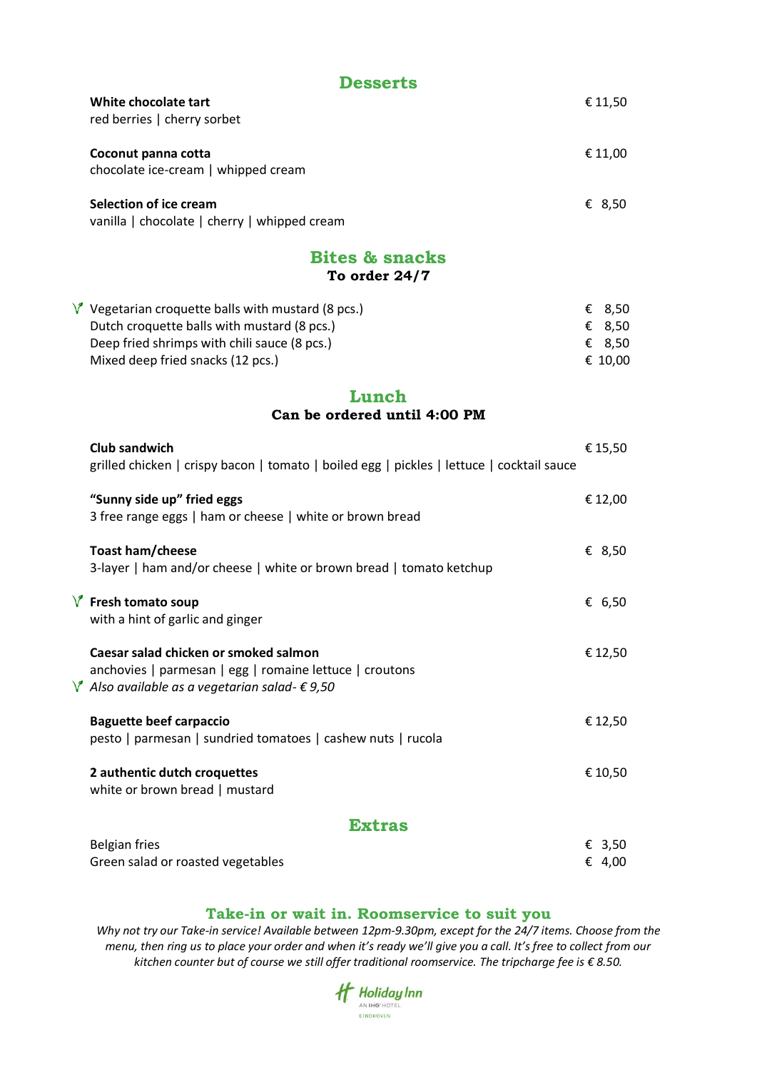## Desserts

**White chocolate tart** — € 11,50
red berries | cherry sorbet

**Coconut panna cotta** — € 11,00
chocolate ice-cream | whipped cream

**Selection of ice cream** — € 8,50
vanilla | chocolate | cherry | whipped cream

## Bites & snacks

**To order 24/7**

| | |
|---|---|
| V Vegetarian croquette balls with mustard (8 pcs.) | € 8,50 |
| Dutch croquette balls with mustard (8 pcs.) | € 8,50 |
| Deep fried shrimps with chili sauce (8 pcs.) | € 8,50 |
| Mixed deep fried snacks (12 pcs.) | € 10,00 |

## Lunch

**Can be ordered until 4:00 PM**

**Club sandwich** — € 15,50
grilled chicken | crispy bacon | tomato | boiled egg | pickles | lettuce | cocktail sauce

**"Sunny side up" fried eggs** — € 12,00
3 free range eggs | ham or cheese | white or brown bread

**Toast ham/cheese** — € 8,50
3-layer | ham and/or cheese | white or brown bread | tomato ketchup

V **Fresh tomato soup** — € 6,50
with a hint of garlic and ginger

**Caesar salad chicken or smoked salmon** — € 12,50
anchovies | parmesan | egg | romaine lettuce | croutons
V *Also available as a vegetarian salad- € 9,50*

**Baguette beef carpaccio** — € 12,50
pesto | parmesan | sundried tomatoes | cashew nuts | rucola

**2 authentic dutch croquettes** — € 10,50
white or brown bread | mustard

## Extras

| | |
|---|---|
| Belgian fries | € 3,50 |
| Green salad or roasted vegetables | € 4,00 |

### Take-in or wait in. Roomservice to suit you

*Why not try our Take-in service! Available between 12pm-9.30pm, except for the 24/7 items. Choose from the menu, then ring us to place your order and when it's ready we'll give you a call. It's free to collect from our kitchen counter but of course we still offer traditional roomservice. The tripcharge fee is € 8.50.*

Holiday Inn
AN IHG HOTEL
EINDHOVEN